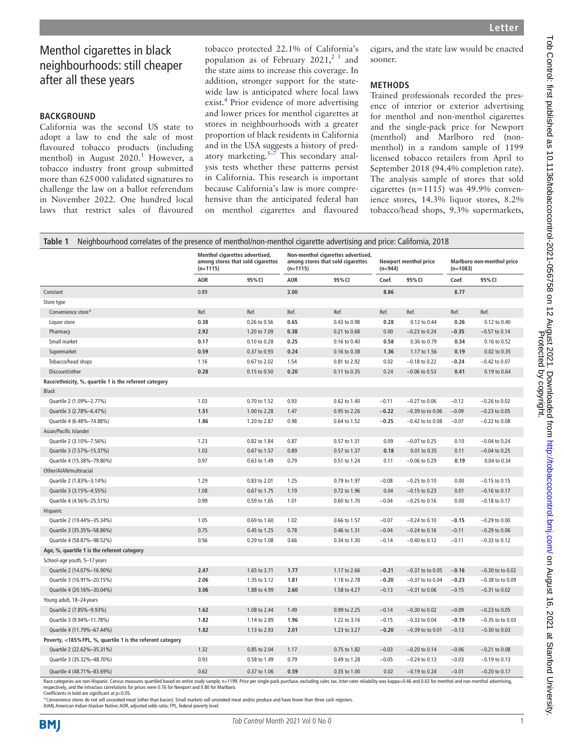# Menthol cigarettes in black neighbourhoods: still cheaper after all these years

## BACKGROUND

California was the second US state to adopt a law to end the sale of most flavoured tobacco products (including menthol) in August 2020.[1] However, a tobacco industry front group submitted more than 625 000 validated signatures to challenge the law on a ballot referendum in November 2022. One hundred local laws that restrict sales of flavoured tobacco protected 22.1% of California's population as of February 2021,[2 3] and the state aims to increase this coverage. In addition, stronger support for the statewide law is anticipated where local laws exist.[4] Prior evidence of more advertising and lower prices for menthol cigarettes at stores in neighbourhoods with a greater proportion of black residents in California and in the USA suggests a history of predatory marketing.[5–7] This secondary analysis tests whether these patterns persist in California. This research is important because California's law is more comprehensive than the anticipated federal ban on menthol cigarettes and flavoured cigars, and the state law would be enacted sooner.

## METHODS

Trained professionals recorded the presence of interior or exterior advertising for menthol and non-menthol cigarettes and the single-pack price for Newport (menthol) and Marlboro red (non-menthol) in a random sample of 1199 licensed tobacco retailers from April to September 2018 (94.4% completion rate). The analysis sample of stores that sold cigarettes (n=1115) was 49.9% convenience stores, 14.3% liquor stores, 8.2% tobacco/head shops, 9.3% supermarkets,

**Table 1** Neighbourhood correlates of the presence of menthol/non-menthol cigarette advertising and price: California, 2018

| | Menthol cigarettes advertised, among stores that sold cigarettes (n=1115) | | Non-menthol cigarettes advertised, among stores that sold cigarettes (n=1115) | | Newport menthol price (n=944) | | Marlboro non-menthol price (n=1083) | |
|---|---|---|---|---|---|---|---|---|
| | AOR | 95% CI | AOR | 95% CI | Coef. | 95% CI | Coef. | 95% CI |
| Constant | 0.89 | | **2.00** | | **8.86** | | **8.77** | |
| Store type | | | | | | | | |
| Convenience store* | Ref. | Ref. | Ref. | Ref. | Ref. | Ref. | Ref. | Ref. |
| Liquor store | **0.38** | 0.26 to 0.56 | **0.65** | 0.43 to 0.98 | **0.28** | 0.12 to 0.44 | **0.26** | 0.12 to 0.40 |
| Pharmacy | **2.92** | 1.20 to 7.09 | **0.38** | 0.21 to 0.68 | 0.00 | −0.23 to 0.24 | −0.35 | −0.57 to 0.14 |
| Small market | **0.17** | 0.10 to 0.28 | **0.25** | 0.16 to 0.40 | **0.58** | 0.36 to 0.79 | **0.34** | 0.16 to 0.52 |
| Supermarket | **0.59** | 0.37 to 0.93 | **0.24** | 0.16 to 0.38 | **1.36** | 1.17 to 1.56 | **0.19** | 0.02 to 0.35 |
| Tobacco/head shops | 1.16 | 0.67 to 2.02 | 1.54 | 0.81 to 2.92 | 0.02 | −0.18 to 0.22 | −0.24 | −0.42 to 0.07 |
| Discount/other | **0.28** | 0.15 to 0.50 | **0.20** | 0.11 to 0.35 | 0.24 | −0.06 to 0.53 | **0.41** | 0.19 to 0.64 |
| **Race/ethnicity, %, quartile 1 is the referent category** | | | | | | | | |
| Black | | | | | | | | |
| Quartile 2 (1.09%–2.77%) | 1.03 | 0.70 to 1.52 | 0.93 | 0.62 to 1.40 | −0.11 | −0.27 to 0.06 | −0.12 | −0.26 to 0.02 |
| Quartile 3 (2.78%–6.47%) | **1.51** | 1.00 to 2.28 | 1.47 | 0.95 to 2.26 | **−0.22** | −0.39 to 0.06 | −0.09 | −0.23 to 0.05 |
| Quartile 4 (6.48%–74.88%) | **1.86** | 1.20 to 2.87 | 0.98 | 0.64 to 1.52 | **−0.25** | −0.42 to 0.08 | −0.07 | −0.22 to 0.08 |
| Asian/Pacific Islander | | | | | | | | |
| Quartile 2 (3.10%–7.56%) | 1.23 | 0.82 to 1.84 | 0.87 | 0.57 to 1.31 | 0.09 | −0.07 to 0.25 | 0.10 | −0.04 to 0.24 |
| Quartile 3 (7.57%–15.37%) | 1.03 | 0.67 to 1.57 | 0.89 | 0.57 to 1.37 | **0.18** | 0.01 to 0.35 | 0.11 | −0.04 to 0.25 |
| Quartile 4 (15.38%–79.80%) | 0.97 | 0.63 to 1.49 | 0.79 | 0.51 to 1.24 | 0.11 | −0.06 to 0.29 | **0.19** | 0.04 to 0.34 |
| Other/AIAN/multiracial | | | | | | | | |
| Quartile 2 (1.83%–3.14%) | 1.29 | 0.83 to 2.01 | 1.25 | 0.79 to 1.97 | −0.08 | −0.25 to 0.10 | 0.00 | −0.15 to 0.15 |
| Quartile 3 (3.15%–4.55%) | 1.08 | 0.67 to 1.75 | 1.19 | 0.72 to 1.96 | 0.04 | −0.15 to 0.23 | 0.01 | −0.16 to 0.17 |
| Quartile 4 (4.56%–25.51%) | 0.99 | 0.59 to 1.65 | 1.01 | 0.60 to 1.70 | −0.04 | −0.25 to 0.16 | 0.00 | −0.18 to 0.17 |
| Hispanic | | | | | | | | |
| Quartile 2 (19.44%–35.34%) | 1.05 | 0.69 to 1.60 | 1.02 | 0.66 to 1.57 | −0.07 | −0.24 to 0.10 | **−0.15** | −0.29 to 0.00 |
| Quartile 3 (35.35%–58.86%) | 0.75 | 0.45 to 1.25 | 0.78 | 0.46 to 1.31 | −0.04 | −0.24 to 0.16 | −0.11 | −0.29 to 0.06 |
| Quartile 4 (58.87%–98.52%) | 0.56 | 0.29 to 1.08 | 0.66 | 0.34 to 1.30 | −0.14 | −0.40 to 0.12 | −0.11 | −0.33 to 0.12 |
| **Age, %, quartile 1 is the referent category** | | | | | | | | |
| School-age youth, 5–17 years | | | | | | | | |
| Quartile 2 (14.07%–16.90%) | **2.47** | 1.65 to 3.71 | **1.77** | 1.17 to 2.66 | −0.21 | −0.37 to 0.05 | **−0.16** | −0.30 to to 0.02 |
| Quartile 3 (16.91%–20.15%) | **2.06** | 1.35 to 3.12 | **1.81** | 1.18 to 2.78 | **−0.20** | −0.37 to to 0.04 | **−0.23** | −0.38 to to 0.09 |
| Quartile 4 (20.16%–30.04%) | **3.06** | 1.88 to 4.99 | **2.60** | 1.58 to 4.27 | −0.13 | −0.31 to 0.06 | −0.15 | −0.31 to 0.02 |
| Young adult, 18–24 years | | | | | | | | |
| Quartile 2 (7.85%–9.93%) | **1.62** | 1.08 to 2.44 | 1.49 | 0.99 to 2.25 | −0.14 | −0.30 to 0.02 | −0.09 | −0.23 to 0.05 |
| Quartile 3 (9.94%–11.78%) | **1.82** | 1.14 to 2.89 | **1.96** | 1.22 to 3.16 | −0.15 | −0.33 to 0.04 | **−0.19** | −0.35 to to 0.03 |
| Quartile 4 (11.79%–67.44%) | **1.82** | 1.13 to 2.93 | **2.01** | 1.23 to 3.27 | **−0.20** | −0.39 to to 0.01 | −0.13 | −0.30 to 0.03 |
| **Poverty, <185% FPL, %, quartile 1 is the referent category** | | | | | | | | |
| Quartile 2 (22.62%–35.31%) | 1.32 | 0.85 to 2.04 | 1.17 | 0.75 to 1.82 | −0.03 | −0.20 to 0.14 | −0.06 | −0.21 to 0.08 |
| Quartile 3 (35.32%–48.70%) | 0.93 | 0.58 to 1.49 | 0.79 | 0.49 to 1.28 | −0.05 | −0.24 to 0.13 | −0.03 | −0.19 to 0.13 |
| Quartile 4 (48.71%–83.69%) | 0.62 | 0.37 to 1.06 | **0.59** | 0.35 to 1.00 | 0.02 | −0.19 to 0.24 | −0.01 | −0.20 to 0.17 |

Race categories are non-Hispanic. Census measures quartiled based on entire study sample, n=1199. Price per single-pack purchase, excluding sales tax. Inter-rater reliability was kappa=0.46 and 0.63 for menthol and non-menthol advertising, respectively, and the intraclass correlations for prices were 0.76 for Newport and 0.80 for Marlboro.
Coefficients in bold are significant at p<0.05.
*Convenience stores do not sell uncooked meat (other than bacon). Small markets sell uncooked meat and/or produce and have fewer than three cash registers.
AIAN, American Indian Alaskan Native; AOR, adjusted odds ratio; FPL, federal poverty level.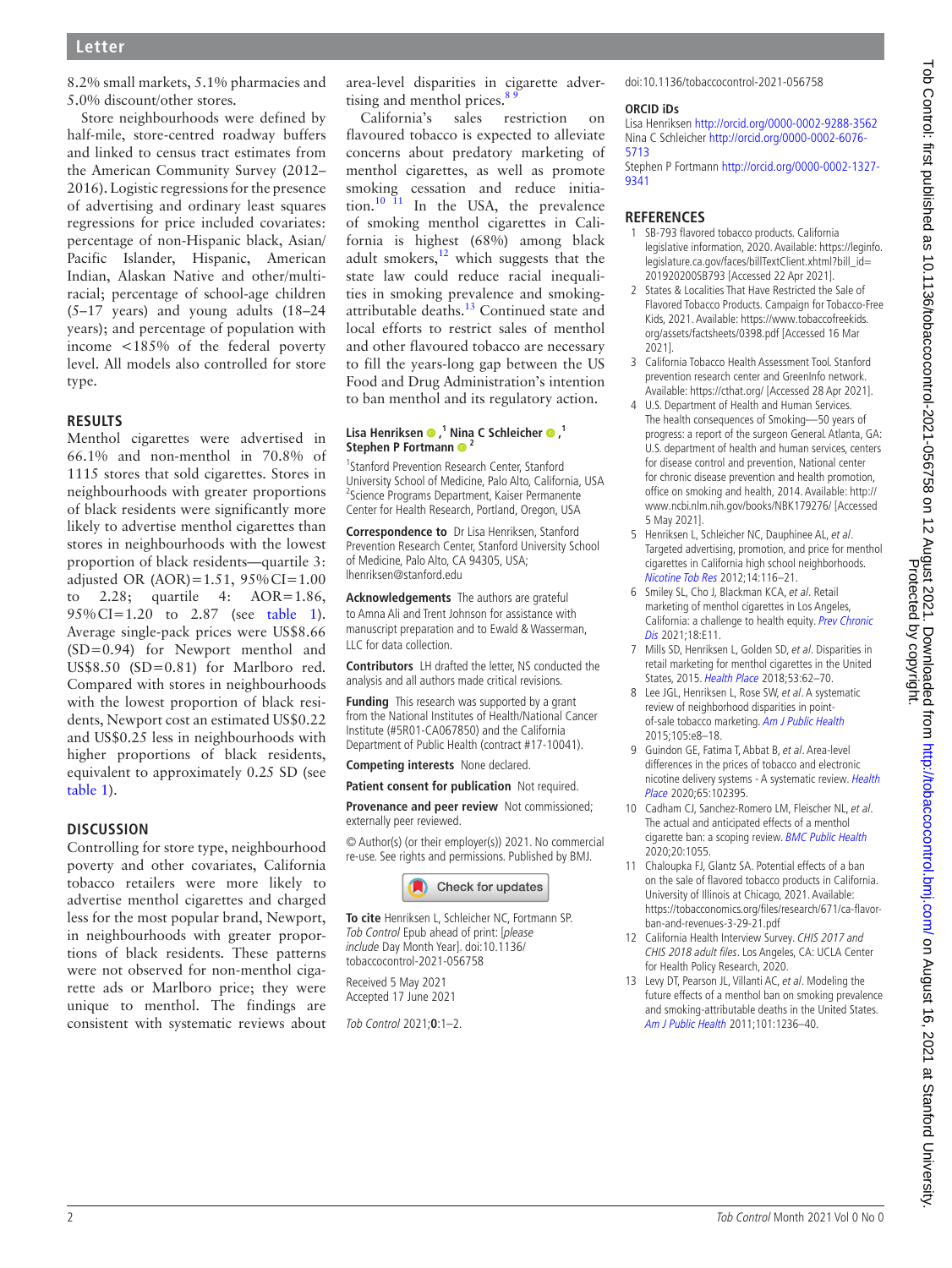8.2% small markets, 5.1% pharmacies and 5.0% discount/other stores.

Store neighbourhoods were defined by half-mile, store-centred roadway buffers and linked to census tract estimates from the American Community Survey (2012–2016). Logistic regressions for the presence of advertising and ordinary least squares regressions for price included covariates: percentage of non-Hispanic black, Asian/Pacific Islander, Hispanic, American Indian, Alaskan Native and other/multiracial; percentage of school-age children (5–17 years) and young adults (18–24 years); and percentage of population with income <185% of the federal poverty level. All models also controlled for store type.

## RESULTS

Menthol cigarettes were advertised in 66.1% and non-menthol in 70.8% of 1115 stores that sold cigarettes. Stores in neighbourhoods with greater proportions of black residents were significantly more likely to advertise menthol cigarettes than stores in neighbourhoods with the lowest proportion of black residents—quartile 3: adjusted OR (AOR)=1.51, 95% CI=1.00 to 2.28; quartile 4: AOR=1.86, 95% CI=1.20 to 2.87 (see table 1). Average single-pack prices were US$8.66 (SD=0.94) for Newport menthol and US$8.50 (SD=0.81) for Marlboro red. Compared with stores in neighbourhoods with the lowest proportion of black residents, Newport cost an estimated US$0.22 and US$0.25 less in neighbourhoods with higher proportions of black residents, equivalent to approximately 0.25 SD (see table 1).

## DISCUSSION

Controlling for store type, neighbourhood poverty and other covariates, California tobacco retailers were more likely to advertise menthol cigarettes and charged less for the most popular brand, Newport, in neighbourhoods with greater proportions of black residents. These patterns were not observed for non-menthol cigarette ads or Marlboro price; they were unique to menthol. The findings are consistent with systematic reviews about area-level disparities in cigarette advertising and menthol prices.[8 9]

California's sales restriction on flavoured tobacco is expected to alleviate concerns about predatory marketing of menthol cigarettes, as well as promote smoking cessation and reduce initiation.[10 11] In the USA, the prevalence of smoking menthol cigarettes in California is highest (68%) among black adult smokers,[12] which suggests that the state law could reduce racial inequalities in smoking prevalence and smoking-attributable deaths.[13] Continued state and local efforts to restrict sales of menthol and other flavoured tobacco are necessary to fill the years-long gap between the US Food and Drug Administration's intention to ban menthol and its regulatory action.

**Lisa Henriksen**[1], **Nina C Schleicher**[1], **Stephen P Fortmann**[2]

[1]Stanford Prevention Research Center, Stanford University School of Medicine, Palo Alto, California, USA
[2]Science Programs Department, Kaiser Permanente Center for Health Research, Portland, Oregon, USA

**Correspondence to** Dr Lisa Henriksen, Stanford Prevention Research Center, Stanford University School of Medicine, Palo Alto, CA 94305, USA; lhenriksen@stanford.edu

**Acknowledgements** The authors are grateful to Amna Ali and Trent Johnson for assistance with manuscript preparation and to Ewald & Wasserman, LLC for data collection.

**Contributors** LH drafted the letter, NS conducted the analysis and all authors made critical revisions.

**Funding** This research was supported by a grant from the National Institutes of Health/National Cancer Institute (#5R01-CA067850) and the California Department of Public Health (contract #17-10041).

**Competing interests** None declared.

**Patient consent for publication** Not required.

**Provenance and peer review** Not commissioned; externally peer reviewed.

© Author(s) (or their employer(s)) 2021. No commercial re-use. See rights and permissions. Published by BMJ.

**To cite** Henriksen L, Schleicher NC, Fortmann SP. *Tob Control* Epub ahead of print: [*please include* Day Month Year]. doi:10.1136/tobaccocontrol-2021-056758

Received 5 May 2021
Accepted 17 June 2021

*Tob Control* 2021;**0**:1–2.

doi:10.1136/tobaccocontrol-2021-056758

**ORCID iDs**
Lisa Henriksen http://orcid.org/0000-0002-9288-3562
Nina C Schleicher http://orcid.org/0000-0002-6076-5713
Stephen P Fortmann http://orcid.org/0000-0002-1327-9341

## REFERENCES

1. SB-793 flavored tobacco products. California legislative information, 2020. Available: https://leginfo.legislature.ca.gov/faces/billTextClient.xhtml?bill_id=201920200SB793 [Accessed 22 Apr 2021].
2. States & Localities That Have Restricted the Sale of Flavored Tobacco Products. Campaign for Tobacco-Free Kids, 2021. Available: https://www.tobaccofreekids.org/assets/factsheets/0398.pdf [Accessed 16 Mar 2021].
3. California Tobacco Health Assessment Tool. Stanford prevention research center and GreenInfo network. Available: https://cthat.org/ [Accessed 28 Apr 2021].
4. U.S. Department of Health and Human Services. The health consequences of Smoking—50 years of progress: a report of the surgeon General. Atlanta, GA: U.S. department of health and human services, centers for disease control and prevention, National center for chronic disease prevention and health promotion, office on smoking and health, 2014. Available: http://www.ncbi.nlm.nih.gov/books/NBK179276/ [Accessed 5 May 2021].
5. Henriksen L, Schleicher NC, Dauphinee AL, *et al*. Targeted advertising, promotion, and price for menthol cigarettes in California high school neighborhoods. *Nicotine Tob Res* 2012;14:116–21.
6. Smiley SL, Cho J, Blackman KCA, *et al*. Retail marketing of menthol cigarettes in Los Angeles, California: a challenge to health equity. *Prev Chronic Dis* 2021;18:E11.
7. Mills SD, Henriksen L, Golden SD, *et al*. Disparities in retail marketing for menthol cigarettes in the United States, 2015. *Health Place* 2018;53:62–70.
8. Lee JGL, Henriksen L, Rose SW, *et al*. A systematic review of neighborhood disparities in point-of-sale tobacco marketing. *Am J Public Health* 2015;105:e8–18.
9. Guindon GE, Fatima T, Abbat B, *et al*. Area-level differences in the prices of tobacco and electronic nicotine delivery systems - A systematic review. *Health Place* 2020;65:102395.
10. Cadham CJ, Sanchez-Romero LM, Fleischer NL, *et al*. The actual and anticipated effects of a menthol cigarette ban: a scoping review. *BMC Public Health* 2020;20:1055.
11. Chaloupka FJ, Glantz SA. Potential effects of a ban on the sale of flavored tobacco products in California. University of Illinois at Chicago, 2021. Available: https://tobacconomics.org/files/research/671/ca-flavor-ban-and-revenues-3-29-21.pdf
12. California Health Interview Survey. *CHIS 2017 and CHIS 2018 adult files*. Los Angeles, CA: UCLA Center for Health Policy Research, 2020.
13. Levy DT, Pearson JL, Villanti AC, *et al*. Modeling the future effects of a menthol ban on smoking prevalence and smoking-attributable deaths in the United States. *Am J Public Health* 2011;101:1236–40.